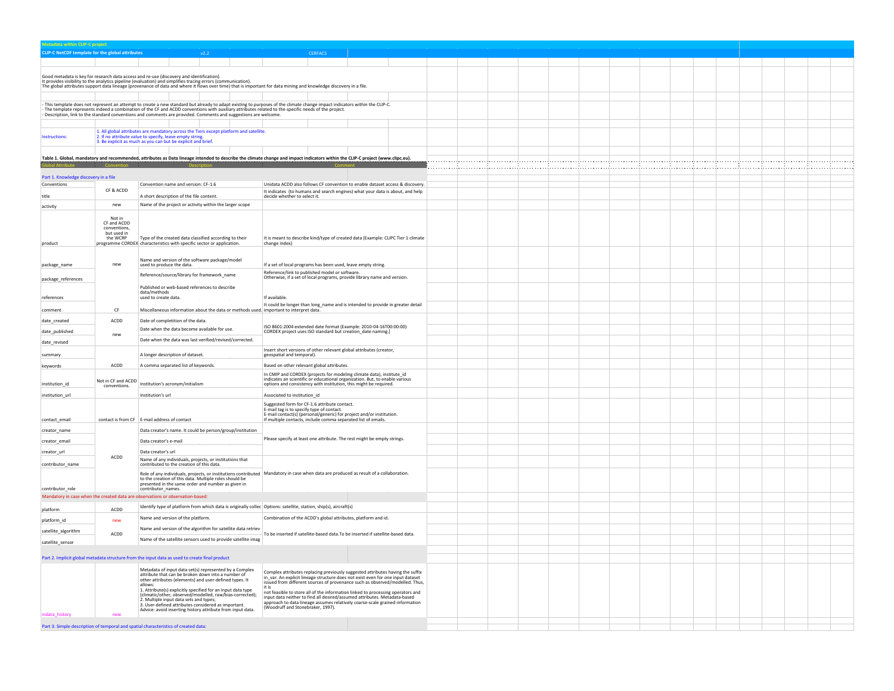**Metadata within CLIP-C project**

**CLIP-C NetCDF template for the global attributes** v2.2 CERFACS

Good metadata is key for research data access and re-use (discovery and identification).
It provides visibility to the analytics pipeline (evaluation) and simplifies tracing errors (communication).
The global attributes support data lineage (provenance of data and where it flows over time) that is important for data mining and knowledge discovery in a file.

- This template does not represent an attempt to create a new standard but already to adapt existing to purposes of the climate change impact indicators within the CLIP-C.
- The template represents indeed a combination of the CF and ACDD conventions with auxiliary attributes related to the specific needs of the project.
- Description, link to the standard conventions and comments are provided. Comments and suggestions are welcome.

Instructions:
1. All global attributes are mandatory across the Tiers except platform and satellite.
2. If no attribute value to specify, leave empty string.
3. Be explicit as much as you can but be explicit and brief.

**Table 1. Global, mandatory and recommended, attributes as Data lineage intended to describe the climate change and impact indicators within the CLIP-C project (www.clipc.eu).**

| Global Attribute | Convention | Description | Comment |
|---|---|---|---|
| **Part 1. Knowledge discovery in a file** | | | |
| Conventions | CF & ACDD | Convention name and version: CF-1.6 | Unidata ACDD also follows CF convention to enable dataset access & discovery. |
| title | | A short description of the file content. | It indicates (to humans and search engines) what your data is about, and help decide whether to select it. |
| activity | new | Name of the project or activity within the larger scope | |
| product | Not in CF and ACDD conventions, but used in the WCRP programme CORDEX | Type of the created data classified according to their characteristics with specific sector or application. | It is meant to describe kind/type of created data (Example: CLIPC Tier 1 climate change index) |
| package_name | new | Name and version of the software package/model used to produce the data. | If a set of local programs has been used, leave empty string. |
| package_references | | Reference/source/library for framework_name | Reference/link to published model or software. Otherwise, if a set of local programs, provide library name and version. |
| references | | Published or web-based references to describe data/methods used to create data. | If available. |
| comment | CF | Miscellaneous information about the data or methods used. | It could be longer than long_name and is intended to provide in greater detail important to interpret data. |
| date_created | ACDD | Date of completition of the data. | ISO 8601:2004 extended date format (Example: 2010-04-16T00:00:00) CORDEX project uses ISO standard but creation_date naming. |
| date_published | new | Date when the data become available for use. | |
| date_revised | | Date when the data was last verified/revised/corrected. | |
| summary | ACDD | A longer description of dataset. | Insert short versions of other relevant global attributes (creator, geospatial and temporal). |
| keywords | | A comma separated list of keywords. | Based on other relevant global attributes. |
| institution_id | Not in CF and ACDD conventions. | Institution's acronym/initialism | In CMIP and CORDEX (projects for modeling climate data), institute_id indicates an scientific or educational organization. But, to enable various options and consistency with institution, this might be required. |
| institution_url | | Institution's url | Associated to institution_id |
| contact_email | contact is from CF | E-mail address of contact | Suggested form for CF-1.6 attribute contact. E-mail tag is to specify type of contact. E-mail contact(s) (personal/generic) for project and/or institution. If multiple contacts, include comma separated list of emails. |
| creator_name | ACDD | Data creator's name. It could be person/group/institution | Please specify at least one attribute. The rest might be empty strings. |
| creator_email | | Data creator's e-mail | |
| creator_url | | Data creator's url | |
| contributor_name | | Name of any individuals, projects, or institutions that contributed to the creation of this data. | Mandatory in case when data are produced as result of a collaboration. |
| contributor_role | | Role of any individuals, projects, or institutions contributed to the creation of this data. Multiple roles should be presented in the same order and number as given in contributor_names. | |
| Mandatory in case when the created data are observations or observation-based: | | | |
| platform | ACDD | Identify type of platform from which data is originally collec | Options: satellite, station, ship(s), aircraft(s) |
| platform_id | new | Name and version of the platform. | Combination of the ACDD's global attributes, platform and id. |
| satellite_algorithm | ACDD | Name and version of the algorithm for satellite data retriev | To be inserted if satellite-based data.To be inserted if satellite-based data. |
| satellite_sensor | | Name of the satellite sensors used to provide satellite imag | |
| **Part 2. Implicit global metadata structure from the input data as used to create final product** | | | |
| indata_history | new | Metadata of input data set(s) represented by a Complex attribute that can be broken down into a number of other attributes (elements) and user-defined types. It allows: 1. Attribute(s) explicitly specified for an input data type (climatic/other, observed/modelled, raw/bias-corrected); 2. Multiple input data sets and types; 3. User-defined attributes considered as important. Advice: avoid inserting history attribute from input data. | Complex attributes replacing previously suggested attributes having the suffix in_var. An explicit lineage structure does not exist even for one input dataset issued from different sources of provenance such as observed/modelled. Thus, it is not feasible to store all of the information linked to processing operators and input data neither to find all desired/assumed attributes. Metadata-based approach to data lineage assumes relatively coarse-scale grained information (Woodruff and Stonebraker, 1997). |
| **Part 3: Simple description of temporal and spatial characteristics of created data:** | | | |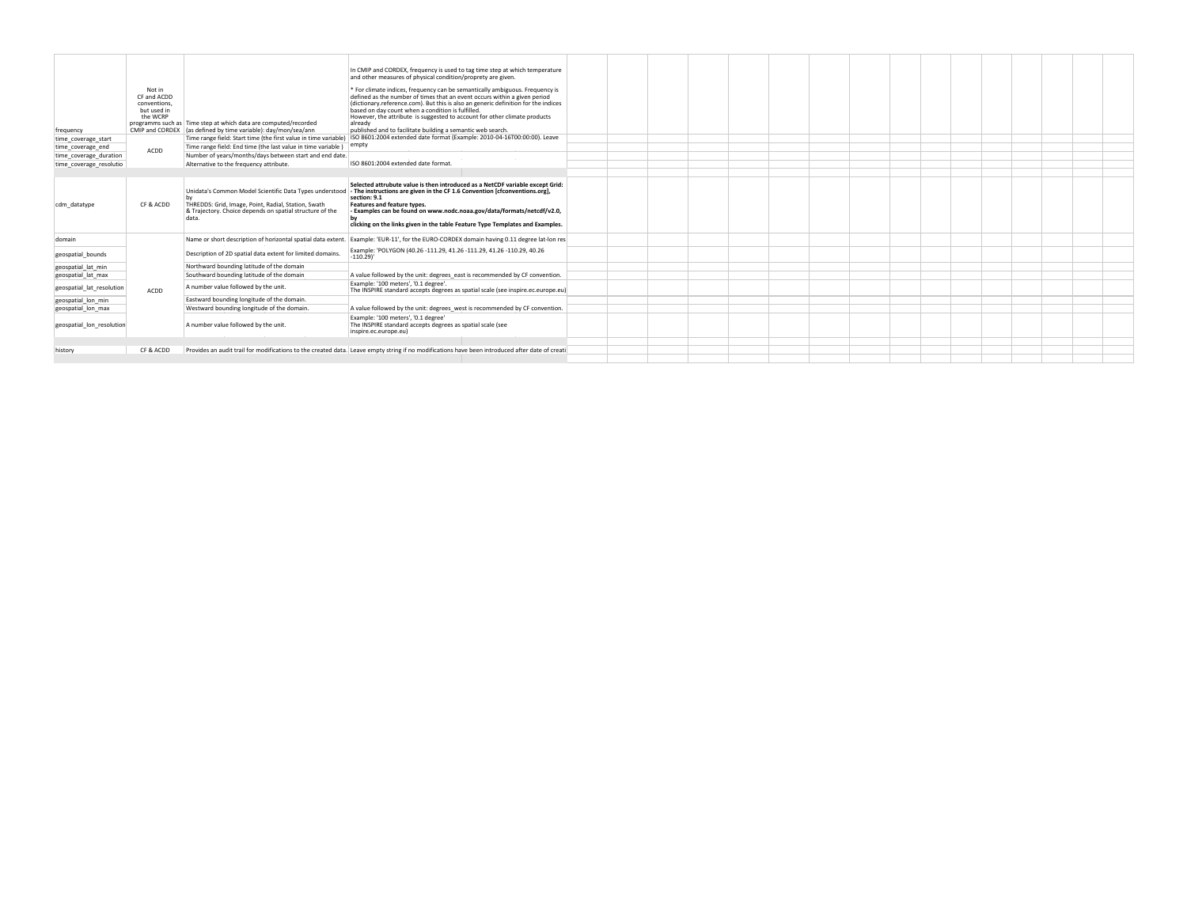| | | | | | | | | | | | | | | | | | | | | | |
|---|---|---|---|---|---|---|---|---|---|---|---|---|---|---|---|---|---|---|---|---|---|
| frequency | Not in CF and ACDD conventions, but used in the WCRP programms such as CMIP and CORDEX | Time step at which data are computed/recorded (as defined by time variable): day/mon/sea/ann | In CMIP and CORDEX, frequency is used to tag time step at which temperature and other measures of physical condition/proprety are given.<br><br>* For climate indices, frequency can be semantically ambiguous. Frequency is defined as the number of times that an event occurs within a given period (dictionary.reference.com). But this is also an generic definition for the indices based on day count when a condition is fulfilled.<br>However, the attribute is suggested to account for other climate products already published and to facilitate building a semantic web search. | | | | | | | | | | | | | | | | | | |
| time_coverage_start | ACDD | Time range field: Start time (the first value in time variable) | ISO 8601:2004 extended date format (Example: 2010-04-16T00:00:00). Leave empty | | | | | | | | | | | | | | | | | | |
| time_coverage_end | | Time range field: End time (the last value in time variable ) | | | | | | | | | | | | | | | | | | | |
| time_coverage_duration | | Number of years/months/days between start and end date. | | | | | | | | | | | | | | | | | | | |
| time_coverage_resolutio | | Alternative to the frequency attribute. | ISO 8601:2004 extended date format. | | | | | | | | | | | | | | | | | | |
| | | | | | | | | | | | | | | | | | | | | | |
| cdm_datatype | CF & ACDD | Unidata's Common Model Scientific Data Types understood by THREDDS: Grid, Image, Point, Radial, Station, Swath & Trajectory. Choice depends on spatial structure of the data. | **Selected attrubute value is then introduced as a NetCDF variable except Grid:<br>- The instructions are given in the CF 1.6 Convention [cfconventions.org], section: 9.1<br>Features and feature types.<br>- Examples can be found on www.nodc.noaa.gov/data/formats/netcdf/v2.0, by<br>clicking on the links given in the table Feature Type Templates and Examples.** | | | | | | | | | | | | | | | | | | |
| domain | ACDD | Name or short description of horizontal spatial data extent. | Example: 'EUR-11', for the EURO-CORDEX domain having 0.11 degree lat-lon res | | | | | | | | | | | | | | | | | | |
| geospatial_bounds | | Description of 2D spatial data extent for limited domains. | Example: 'POLYGON (40.26 -111.29, 41.26 -111.29, 41.26 -110.29, 40.26 -110.29)' | | | | | | | | | | | | | | | | | | |
| geospatial_lat_min | | Northward bounding latitude of the domain | | | | | | | | | | | | | | | | | | | |
| geospatial_lat_max | | Southward bounding latitude of the domain | A value followed by the unit: degrees_east is recommended by CF convention. | | | | | | | | | | | | | | | | | | |
| geospatial_lat_resolution | | A number value followed by the unit. | Example: '100 meters', '0.1 degree'.<br>The INSPIRE standard accepts degrees as spatial scale (see inspire.ec.europe.eu) | | | | | | | | | | | | | | | | | | |
| geospatial_lon_min | | Eastward bounding longitude of the domain. | | | | | | | | | | | | | | | | | | | |
| geospatial_lon_max | | Westward bounding longitude of the domain. | A value followed by the unit: degrees_west is recommended by CF convention. | | | | | | | | | | | | | | | | | | |
| geospatial_lon_resolution | | A number value followed by the unit. | Example: '100 meters', '0.1 degree'<br>The INSPIRE standard accepts degrees as spatial scale (see inspire.ec.europe.eu) | | | | | | | | | | | | | | | | | | |
| | | | | | | | | | | | | | | | | | | | | | |
| history | CF & ACDD | Provides an audit trail for modifications to the created data. | Leave empty string if no modifications have been introduced after date of creati | | | | | | | | | | | | | | | | | | |
| | | | | | | | | | | | | | | | | | | | | | |